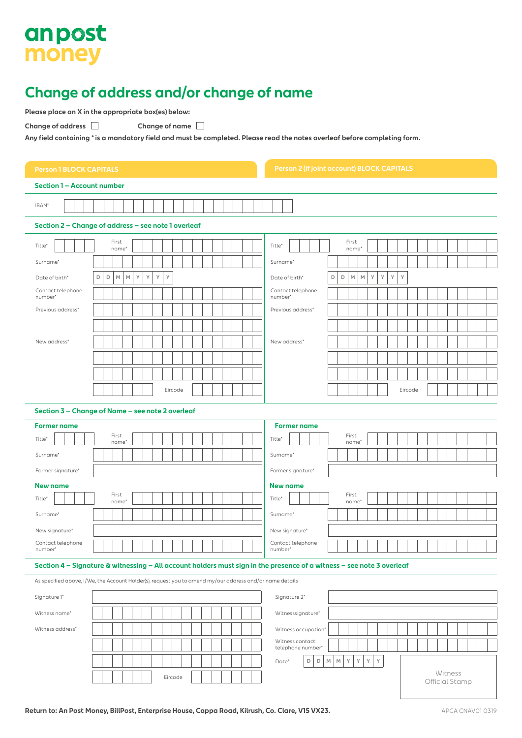an post
money

# Change of address and/or change of name

**Please place an X in the appropriate box(es) below:**

**Change of address** ☐  **Change of name** ☐

**Any field containing * is a mandatory field and must be completed. Please read the notes overleaf before completing form.**

| Person 1 BLOCK CAPITALS | Person 2 (if joint account) BLOCK CAPITALS |
|---|---|

### Section 1 – Account number

IBAN*

### Section 2 – Change of address – see note 1 overleaf

| Person 1 | Person 2 |
|---|---|
| Title* / First name* | Title* / First name* |
| Surname* | Surname* |
| Date of birth* D D M M Y Y Y Y | Date of birth* D D M M Y Y Y Y |
| Contact telephone number* | Contact telephone number* |
| Previous address* | Previous address* |
| New address* | New address* |
| Eircode | Eircode |

### Section 3 – Change of Name – see note 2 overleaf

| Person 1 | Person 2 |
|---|---|
| **Former name** | **Former name** |
| Title* / First name* | Title* / First name* |
| Surname* | Surname* |
| Former signature* | Former signature* |
| **New name** | **New name** |
| Title* / First name* | Title* / First name* |
| Surname* | Surname* |
| New signature* | New signature* |
| Contact telephone number* | Contact telephone number* |

### Section 4 – Signature & witnessing – All account holders must sign in the presence of a witness – see note 3 overleaf

As specified above, I/We, the Account Holder(s), request you to amend my/our address and/or name details

| | |
|---|---|
| Signature 1* | Signature 2* |
| Witness name* | Witnesssignature* |
| Witness address* | Witness occupation* |
| | Witness contact telephone number* |
| | Date* D D M M Y Y Y Y |
| Eircode | Witness Official Stamp |

**Return to: An Post Money, BillPost, Enterprise House, Cappa Road, Kilrush, Co. Clare, V15 VX23.**

APCA CNAV01 0319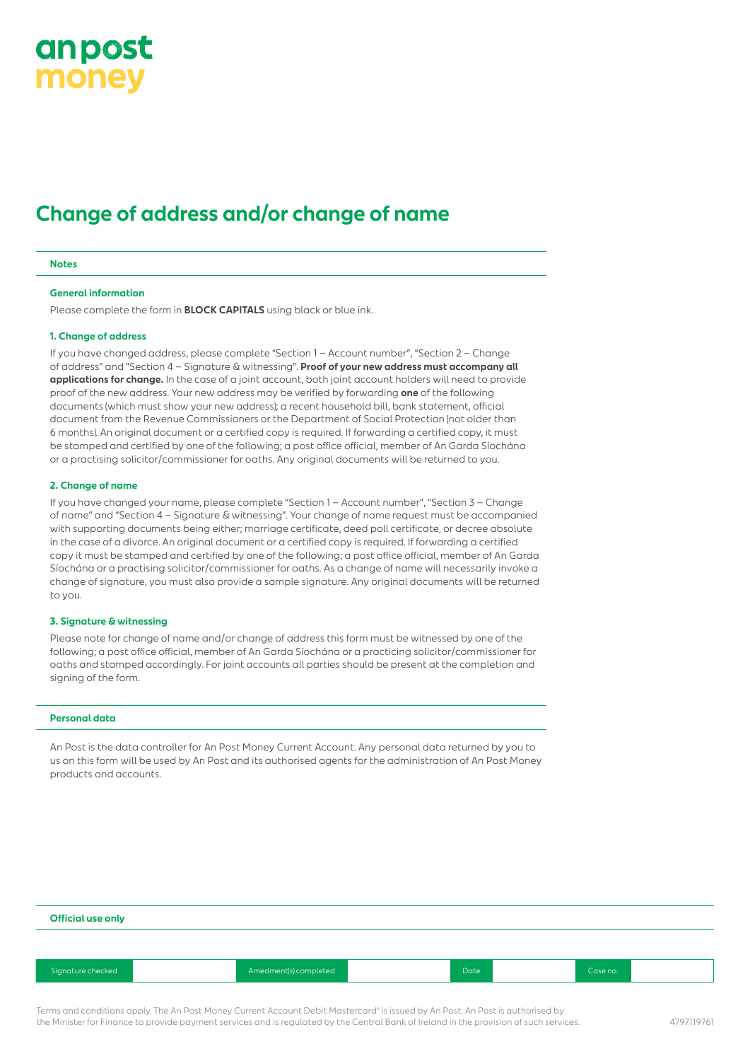an post
money

# Change of address and/or change of name

## Notes

### General information

Please complete the form in **BLOCK CAPITALS** using black or blue ink.

### 1. Change of address

If you have changed address, please complete "Section 1 – Account number", "Section 2 – Change of address" and "Section 4 – Signature & witnessing". **Proof of your new address must accompany all applications for change.** In the case of a joint account, both joint account holders will need to provide proof of the new address. Your new address may be verified by forwarding **one** of the following documents (which must show your new address); a recent household bill, bank statement, official document from the Revenue Commissioners or the Department of Social Protection (not older than 6 months). An original document or a certified copy is required. If forwarding a certified copy, it must be stamped and certified by one of the following; a post office official, member of An Garda Síochána or a practising solicitor/commissioner for oaths. Any original documents will be returned to you.

### 2. Change of name

If you have changed your name, please complete "Section 1 – Account number", "Section 3 – Change of name" and "Section 4 – Signature & witnessing". Your change of name request must be accompanied with supporting documents being either; marriage certificate, deed poll certificate, or decree absolute in the case of a divorce. An original document or a certified copy is required. If forwarding a certified copy it must be stamped and certified by one of the following; a post office official, member of An Garda Síochána or a practising solicitor/commissioner for oaths. As a change of name will necessarily invoke a change of signature, you must also provide a sample signature. Any original documents will be returned to you.

### 3. Signature & witnessing

Please note for change of name and/or change of address this form must be witnessed by one of the following; a post office official, member of An Garda Síochána or a practicing solicitor/commissioner for oaths and stamped accordingly. For joint accounts all parties should be present at the completion and signing of the form.

## Personal data

An Post is the data controller for An Post Money Current Account. Any personal data returned by you to us on this form will be used by An Post and its authorised agents for the administration of An Post Money products and accounts.

## Official use only

| Signature checked | | Amedment(s) completed | | Date | | Case no. | |
|---|---|---|---|---|---|---|---|

Terms and conditions apply. The An Post Money Current Account Debit Mastercard® is issued by An Post. An Post is authorised by the Minister for Finance to provide payment services and is regulated by the Central Bank of Ireland in the provision of such services.

4797119761